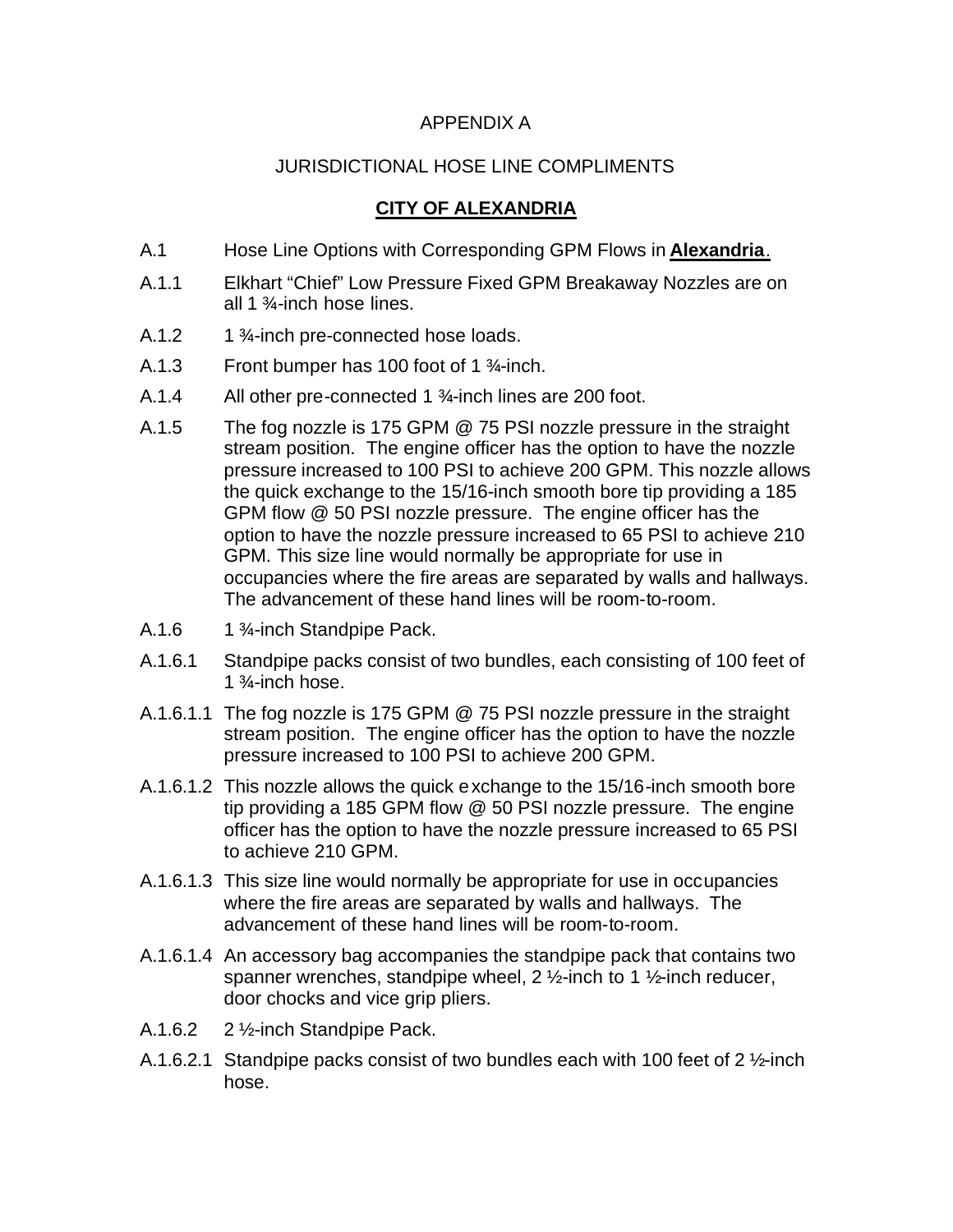# APPENDIX A

## JURISDICTIONAL HOSE LINE COMPLIMENTS

### **CITY OF ALEXANDRIA**

A.1 Hose Line Options with Corresponding GPM Flows in **Alexandria**.

A.1.1 Elkhart "Chief" Low Pressure Fixed GPM Breakaway Nozzles are on all 1 ¾-inch hose lines.

A.1.2 1 ¾-inch pre-connected hose loads.

A.1.3 Front bumper has 100 foot of 1 ¾-inch.

A.1.4 All other pre-connected 1 ¾-inch lines are 200 foot.

A.1.5 The fog nozzle is 175 GPM @ 75 PSI nozzle pressure in the straight stream position. The engine officer has the option to have the nozzle pressure increased to 100 PSI to achieve 200 GPM. This nozzle allows the quick exchange to the 15/16-inch smooth bore tip providing a 185 GPM flow @ 50 PSI nozzle pressure. The engine officer has the option to have the nozzle pressure increased to 65 PSI to achieve 210 GPM. This size line would normally be appropriate for use in occupancies where the fire areas are separated by walls and hallways. The advancement of these hand lines will be room-to-room.

A.1.6 1 ¾-inch Standpipe Pack.

A.1.6.1 Standpipe packs consist of two bundles, each consisting of 100 feet of 1 ¾-inch hose.

A.1.6.1.1 The fog nozzle is 175 GPM @ 75 PSI nozzle pressure in the straight stream position. The engine officer has the option to have the nozzle pressure increased to 100 PSI to achieve 200 GPM.

A.1.6.1.2 This nozzle allows the quick exchange to the 15/16-inch smooth bore tip providing a 185 GPM flow @ 50 PSI nozzle pressure. The engine officer has the option to have the nozzle pressure increased to 65 PSI to achieve 210 GPM.

A.1.6.1.3 This size line would normally be appropriate for use in occupancies where the fire areas are separated by walls and hallways. The advancement of these hand lines will be room-to-room.

A.1.6.1.4 An accessory bag accompanies the standpipe pack that contains two spanner wrenches, standpipe wheel, 2 ½-inch to 1 ½-inch reducer, door chocks and vice grip pliers.

A.1.6.2 2 ½-inch Standpipe Pack.

A.1.6.2.1 Standpipe packs consist of two bundles each with 100 feet of 2 ½-inch hose.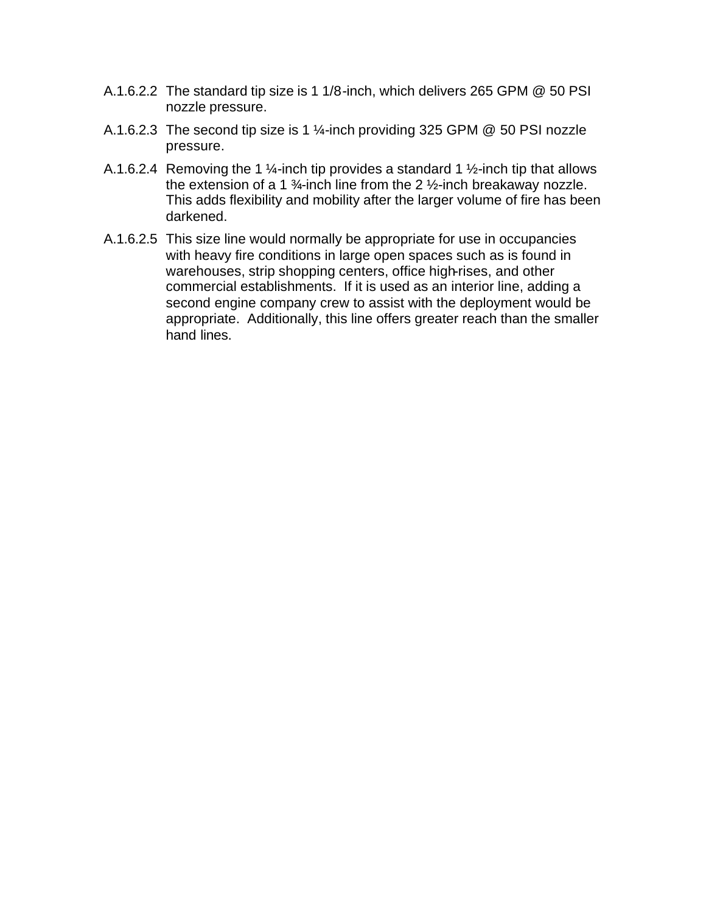A.1.6.2.2 The standard tip size is 1 1/8-inch, which delivers 265 GPM @ 50 PSI nozzle pressure.

A.1.6.2.3 The second tip size is 1 ¼-inch providing 325 GPM @ 50 PSI nozzle pressure.

A.1.6.2.4 Removing the 1 ¼-inch tip provides a standard 1 ½-inch tip that allows the extension of a 1 ¾-inch line from the 2 ½-inch breakaway nozzle. This adds flexibility and mobility after the larger volume of fire has been darkened.

A.1.6.2.5 This size line would normally be appropriate for use in occupancies with heavy fire conditions in large open spaces such as is found in warehouses, strip shopping centers, office high-rises, and other commercial establishments. If it is used as an interior line, adding a second engine company crew to assist with the deployment would be appropriate. Additionally, this line offers greater reach than the smaller hand lines.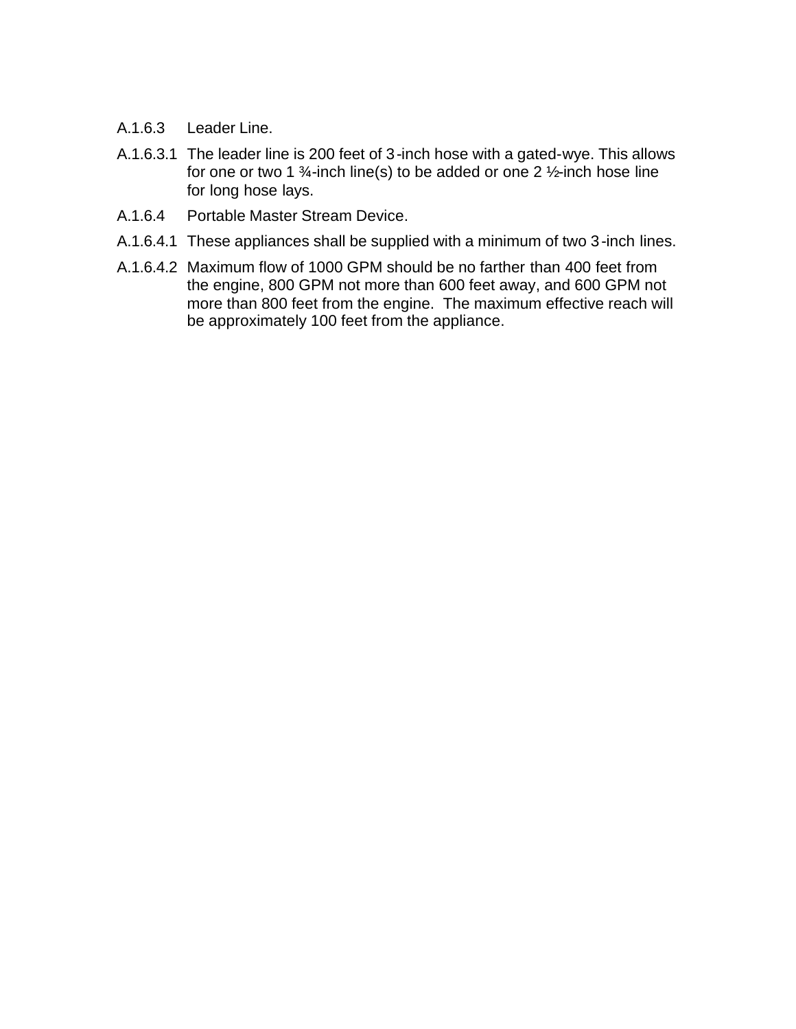A.1.6.3 Leader Line.

A.1.6.3.1 The leader line is 200 feet of 3-inch hose with a gated-wye. This allows for one or two 1 ¾-inch line(s) to be added or one 2 ½-inch hose line for long hose lays.

A.1.6.4 Portable Master Stream Device.

A.1.6.4.1 These appliances shall be supplied with a minimum of two 3-inch lines.

A.1.6.4.2 Maximum flow of 1000 GPM should be no farther than 400 feet from the engine, 800 GPM not more than 600 feet away, and 600 GPM not more than 800 feet from the engine. The maximum effective reach will be approximately 100 feet from the appliance.